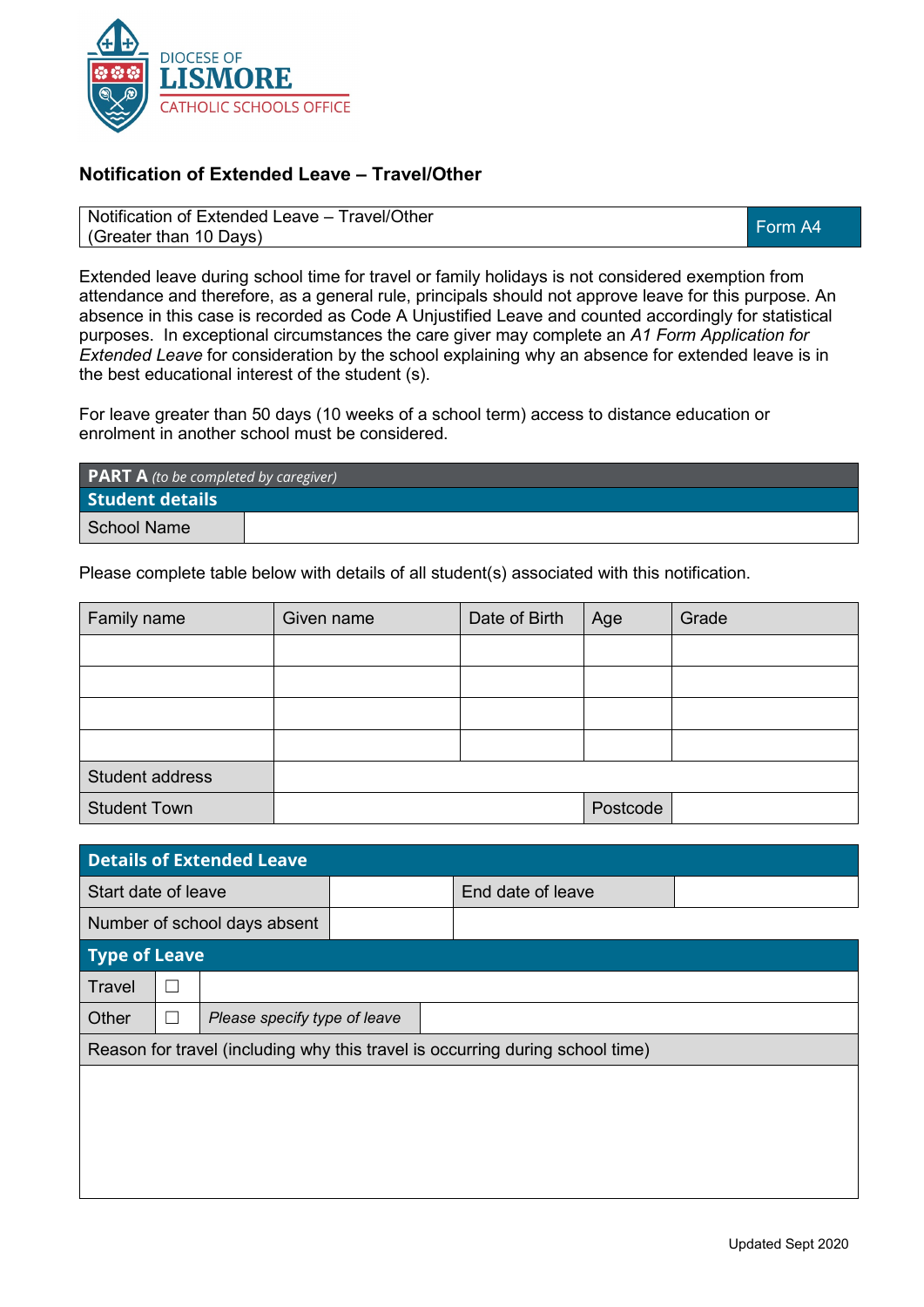DIOCESE OF
**LISMORE**
CATHOLIC SCHOOLS OFFICE

# Notification of Extended Leave – Travel/Other

| Notification of Extended Leave – Travel/Other (Greater than 10 Days) | Form A4 |
|---|---|

Extended leave during school time for travel or family holidays is not considered exemption from attendance and therefore, as a general rule, principals should not approve leave for this purpose. An absence in this case is recorded as Code A Unjustified Leave and counted accordingly for statistical purposes. In exceptional circumstances the care giver may complete an *A1 Form Application for Extended Leave* for consideration by the school explaining why an absence for extended leave is in the best educational interest of the student (s).

For leave greater than 50 days (10 weeks of a school term) access to distance education or enrolment in another school must be considered.

| **PART A** *(to be completed by caregiver)* | |
|---|---|
| **Student details** | |
| School Name | |

Please complete table below with details of all student(s) associated with this notification.

| Family name | Given name | Date of Birth | Age | Grade |
|---|---|---|---|---|
| | | | | |
| | | | | |
| | | | | |
| | | | | |
| Student address | | | | |
| Student Town | | | Postcode | |

| **Details of Extended Leave** | | | |
|---|---|---|---|
| Start date of leave | | End date of leave | |
| Number of school days absent | | | |
| **Type of Leave** | | | |
| Travel | ☐ | | |
| Other | ☐ | *Please specify type of leave* | |
| Reason for travel (including why this travel is occurring during school time) | | | |
| | | | |

Updated Sept 2020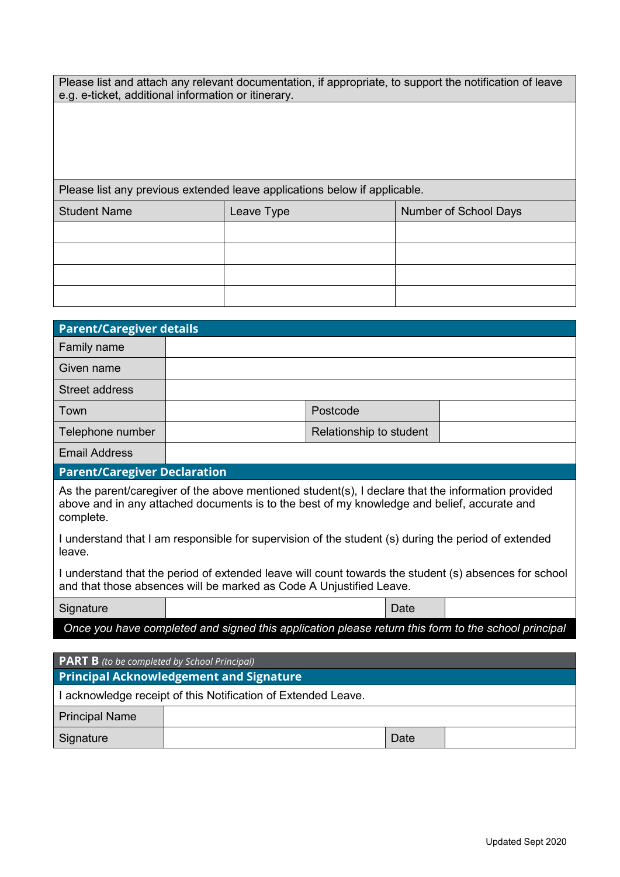| Please list and attach any relevant documentation, if appropriate, to support the notification of leave e.g. e-ticket, additional information or itinerary. |
|---|
| |

| Please list any previous extended leave applications below if applicable. | | |
|---|---|---|
| Student Name | Leave Type | Number of School Days |
| | | |
| | | |
| | | |
| | | |

| **Parent/Caregiver details** | | | |
|---|---|---|---|
| Family name | | | |
| Given name | | | |
| Street address | | | |
| Town | | Postcode | |
| Telephone number | | Relationship to student | |
| Email Address | | | |

**Parent/Caregiver Declaration**

As the parent/caregiver of the above mentioned student(s), I declare that the information provided above and in any attached documents is to the best of my knowledge and belief, accurate and complete.

I understand that I am responsible for supervision of the student (s) during the period of extended leave.

I understand that the period of extended leave will count towards the student (s) absences for school and that those absences will be marked as Code A Unjustified Leave.

| | | | |
|---|---|---|---|
| Signature | | Date | |

*Once you have completed and signed this application please return this form to the school principal*

**PART B** *(to be completed by School Principal)*

**Principal Acknowledgement and Signature**

I acknowledge receipt of this Notification of Extended Leave.

| | | | |
|---|---|---|---|
| Principal Name | | | |
| Signature | | Date | |

Updated Sept 2020